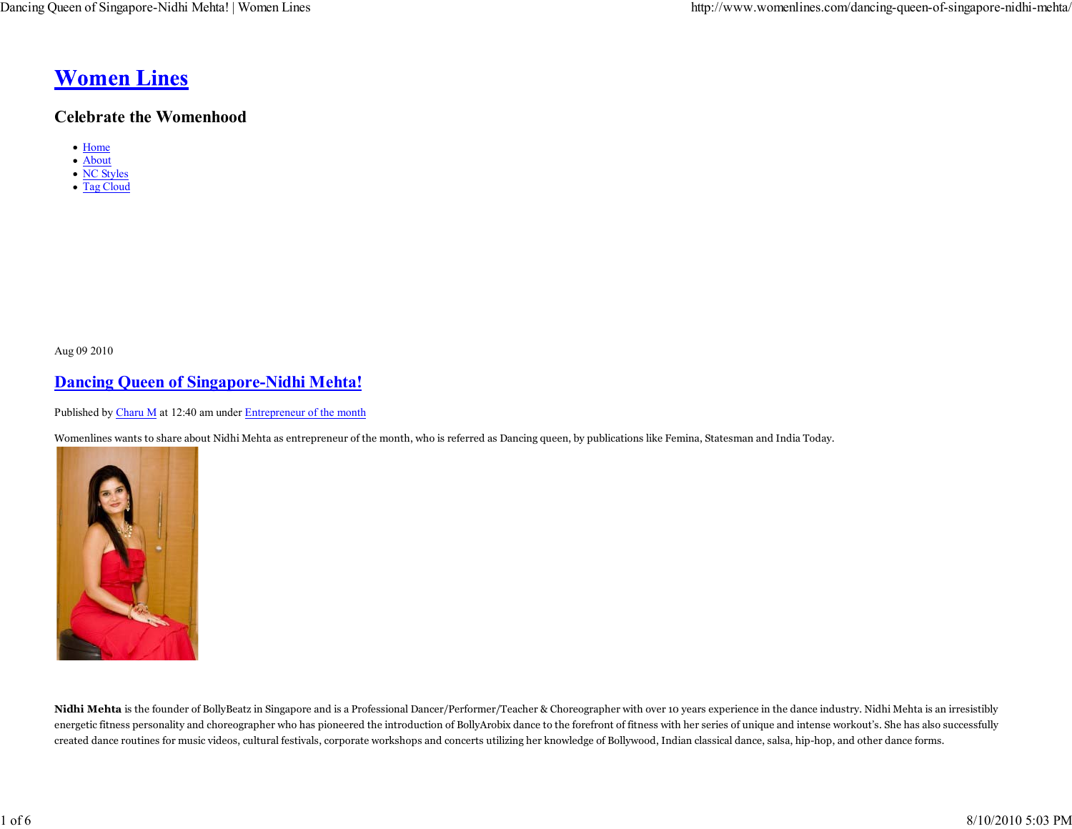# Women Lines

## Celebrate the Womenhood

- Home
- About
- NC Styles
- Tag Cloud

Aug 09 2010

## Dancing Queen of Singapore-Nidhi Mehta!

Published by Charu M at 12:40 am under Entrepreneur of the month

Womenlines wants to share about Nidhi Mehta as entrepreneur of the month, who is referred as Dancing queen, by publications like Femina, Statesman and India Today.

**Nidhi Mehta** is the founder of BollyBeatz in Singapore and is a Professional Dancer/Performer/Teacher & Choreographer with over 10 years experience in the dance industry. Nidhi Mehta is an irresistibly energetic fitness personality and choreographer who has pioneered the introduction of BollyArobix dance to the forefront of fitness with her series of unique and intense workout's. She has also successfully created dance routines for music videos, cultural festivals, corporate workshops and concerts utilizing her knowledge of Bollywood, Indian classical dance, salsa, hip-hop, and other dance forms.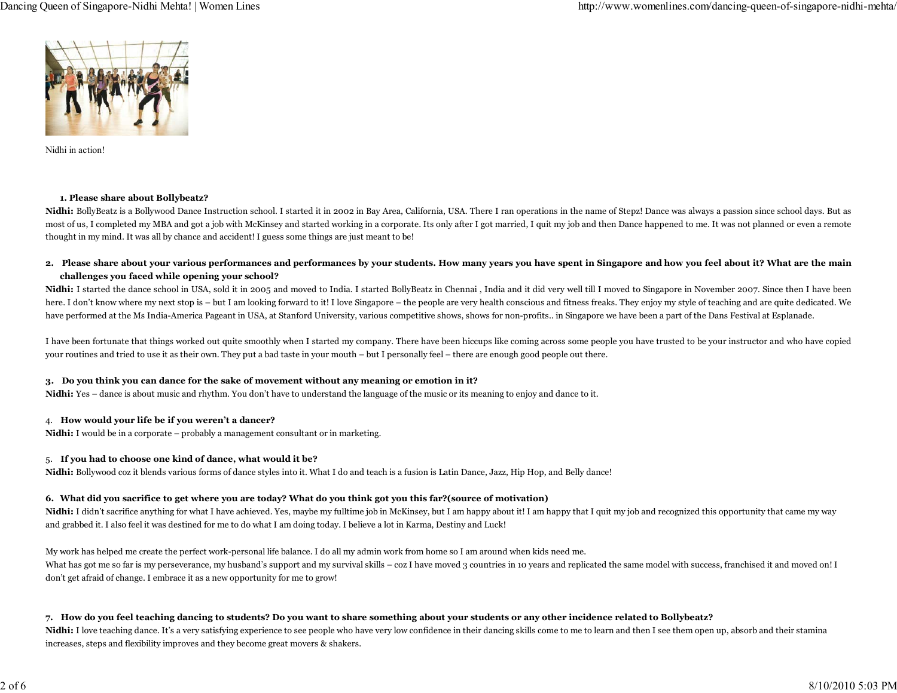Nidhi in action!

**1. Please share about Bollybeatz?**

**Nidhi:** BollyBeatz is a Bollywood Dance Instruction school. I started it in 2002 in Bay Area, California, USA. There I ran operations in the name of Stepz! Dance was always a passion since school days. But as most of us, I completed my MBA and got a job with McKinsey and started working in a corporate. Its only after I got married, I quit my job and then Dance happened to me. It was not planned or even a remote thought in my mind. It was all by chance and accident! I guess some things are just meant to be!

**2. Please share about your various performances and performances by your students. How many years you have spent in Singapore and how you feel about it? What are the main challenges you faced while opening your school?**

**Nidhi:** I started the dance school in USA, sold it in 2005 and moved to India. I started BollyBeatz in Chennai , India and it did very well till I moved to Singapore in November 2007. Since then I have been here. I don't know where my next stop is – but I am looking forward to it! I love Singapore – the people are very health conscious and fitness freaks. They enjoy my style of teaching and are quite dedicated. We have performed at the Ms India-America Pageant in USA, at Stanford University, various competitive shows, shows for non-profits.. in Singapore we have been a part of the Dans Festival at Esplanade.

I have been fortunate that things worked out quite smoothly when I started my company. There have been hiccups like coming across some people you have trusted to be your instructor and who have copied your routines and tried to use it as their own. They put a bad taste in your mouth – but I personally feel – there are enough good people out there.

**3. Do you think you can dance for the sake of movement without any meaning or emotion in it?**

**Nidhi:** Yes – dance is about music and rhythm. You don't have to understand the language of the music or its meaning to enjoy and dance to it.

4. **How would your life be if you weren't a dancer?**

**Nidhi:** I would be in a corporate – probably a management consultant or in marketing.

5. **If you had to choose one kind of dance, what would it be?**

**Nidhi:** Bollywood coz it blends various forms of dance styles into it. What I do and teach is a fusion is Latin Dance, Jazz, Hip Hop, and Belly dance!

**6. What did you sacrifice to get where you are today? What do you think got you this far?(source of motivation)**

**Nidhi:** I didn't sacrifice anything for what I have achieved. Yes, maybe my fulltime job in McKinsey, but I am happy about it! I am happy that I quit my job and recognized this opportunity that came my way and grabbed it. I also feel it was destined for me to do what I am doing today. I believe a lot in Karma, Destiny and Luck!

My work has helped me create the perfect work-personal life balance. I do all my admin work from home so I am around when kids need me.
What has got me so far is my perseverance, my husband's support and my survival skills – coz I have moved 3 countries in 10 years and replicated the same model with success, franchised it and moved on! I don't get afraid of change. I embrace it as a new opportunity for me to grow!

**7. How do you feel teaching dancing to students? Do you want to share something about your students or any other incidence related to Bollybeatz?**

**Nidhi:** I love teaching dance. It's a very satisfying experience to see people who have very low confidence in their dancing skills come to me to learn and then I see them open up, absorb and their stamina increases, steps and flexibility improves and they become great movers & shakers.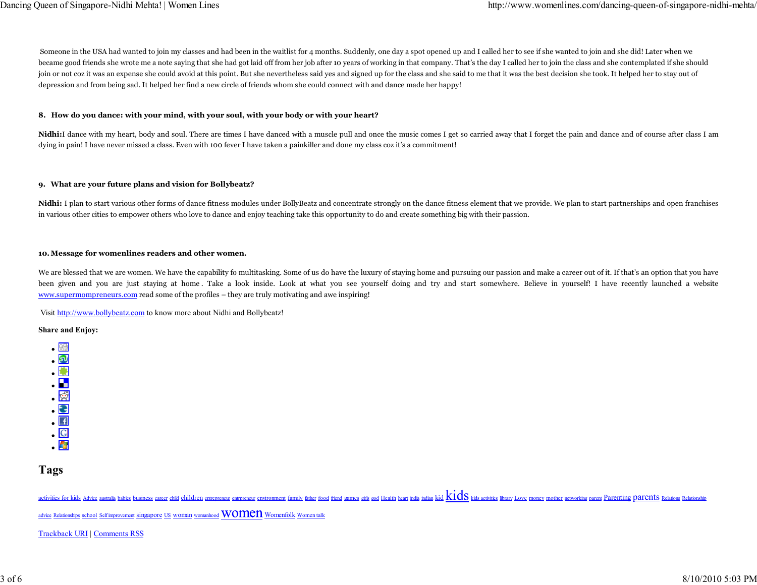Someone in the USA had wanted to join my classes and had been in the waitlist for 4 months. Suddenly, one day a spot opened up and I called her to see if she wanted to join and she did! Later when we became good friends she wrote me a note saying that she had got laid off from her job after 10 years of working in that company. That's the day I called her to join the class and she contemplated if she should join or not coz it was an expense she could avoid at this point. But she nevertheless said yes and signed up for the class and she said to me that it was the best decision she took. It helped her to stay out of depression and from being sad. It helped her find a new circle of friends whom she could connect with and dance made her happy!

**8. How do you dance: with your mind, with your soul, with your body or with your heart?**

**Nidhi:**I dance with my heart, body and soul. There are times I have danced with a muscle pull and once the music comes I get so carried away that I forget the pain and dance and of course after class I am dying in pain! I have never missed a class. Even with 100 fever I have taken a painkiller and done my class coz it's a commitment!

**9. What are your future plans and vision for Bollybeatz?**

**Nidhi:** I plan to start various other forms of dance fitness modules under BollyBeatz and concentrate strongly on the dance fitness element that we provide. We plan to start partnerships and open franchises in various other cities to empower others who love to dance and enjoy teaching take this opportunity to do and create something big with their passion.

**10. Message for womenlines readers and other women.**

We are blessed that we are women. We have the capability fo multitasking. Some of us do have the luxury of staying home and pursuing our passion and make a career out of it. If that's an option that you have been given and you are just staying at home . Take a look inside. Look at what you see yourself doing and try and start somewhere. Believe in yourself! I have recently launched a website www.supermompreneurs.com read some of the profiles – they are truly motivating and awe inspiring!

Visit http://www.bollybeatz.com to know more about Nidhi and Bollybeatz!

**Share and Enjoy:**

# Tags

activities for kids Advice australia babies business career child children entrepreneur entrpreneur environment family father food friend games girls god Health heart india indian kid kids kids activities library Love money mother networking parent Parenting parents Relations Relationship advice Relationships school Self improvement singapore US woman womanhood women Womenfolk Women talk

Trackback URI | Comments RSS